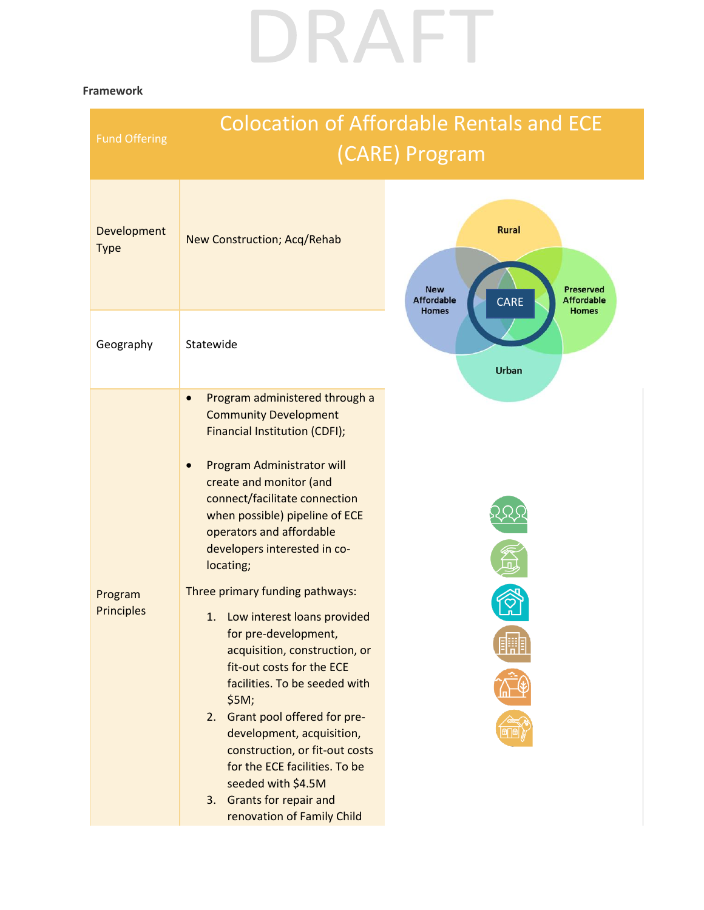DRAFT

**Framework**

| Fund Offering | Colocation of Affordable Rentals and ECE (CARE) Program |
| --- | --- |
| Development Type | New Construction; Acq/Rehab |
| Geography | Statewide |
| Program Principles | • Program administered through a Community Development Financial Institution (CDFI);<br><br>• Program Administrator will create and monitor (and connect/facilitate connection when possible) pipeline of ECE operators and affordable developers interested in co-locating;<br><br>Three primary funding pathways:<br>1. Low interest loans provided for pre-development, acquisition, construction, or fit-out costs for the ECE facilities. To be seeded with $5M;<br>2. Grant pool offered for pre-development, acquisition, construction, or fit-out costs for the ECE facilities. To be seeded with $4.5M<br>3. Grants for repair and renovation of Family Child |

Rural

New Affordable Homes

CARE

Preserved Affordable Homes

Urban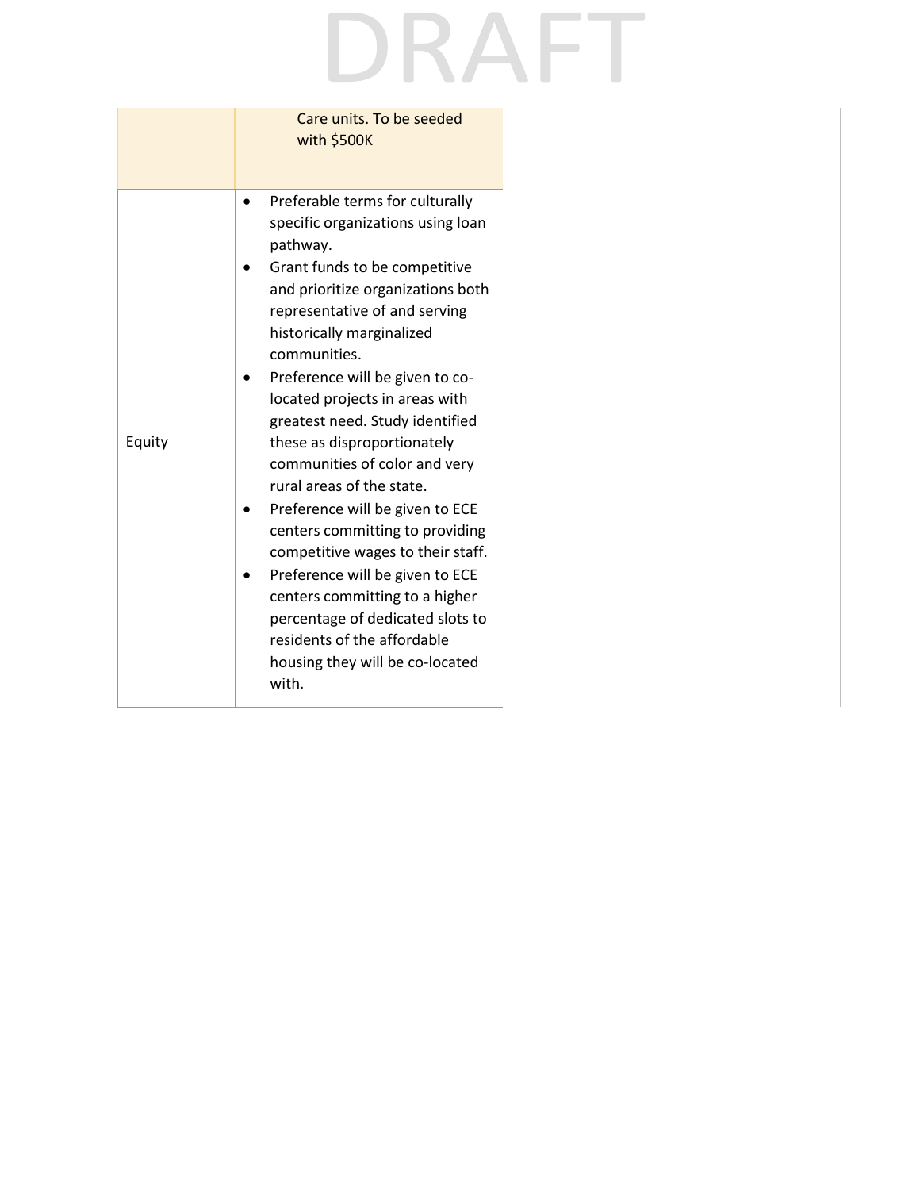| | |
|---|---|
| | Care units. To be seeded with $500K |
| Equity | • Preferable terms for culturally specific organizations using loan pathway.<br>• Grant funds to be competitive and prioritize organizations both representative of and serving historically marginalized communities.<br>• Preference will be given to co-located projects in areas with greatest need. Study identified these as disproportionately communities of color and very rural areas of the state.<br>• Preference will be given to ECE centers committing to providing competitive wages to their staff.<br>• Preference will be given to ECE centers committing to a higher percentage of dedicated slots to residents of the affordable housing they will be co-located with. |